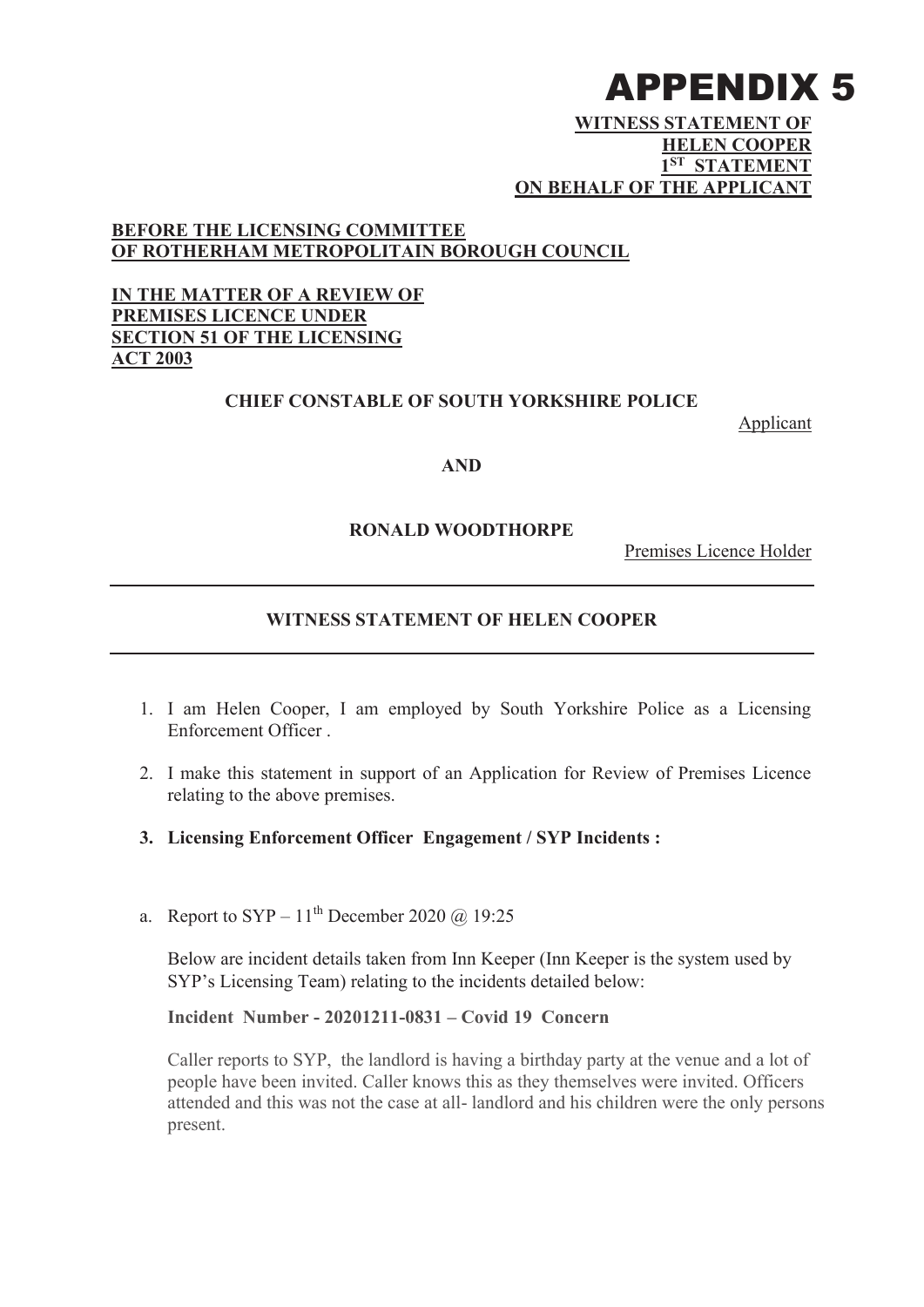# APPENDIX 5

**WITNESS STATEMENT OF**
**HELEN COOPER**
**1ST STATEMENT**
**ON BEHALF OF THE APPLICANT**

**BEFORE THE LICENSING COMMITTEE**
**OF ROTHERHAM METROPOLITAIN BOROUGH COUNCIL**

**IN THE MATTER OF A REVIEW OF**
**PREMISES LICENCE UNDER**
**SECTION 51 OF THE LICENSING**
**ACT 2003**

**CHIEF CONSTABLE OF SOUTH YORKSHIRE POLICE**

Applicant

**AND**

**RONALD WOODTHORPE**

Premises Licence Holder

---

**WITNESS STATEMENT OF HELEN COOPER**

---

1. I am Helen Cooper, I am employed by South Yorkshire Police as a Licensing Enforcement Officer .
2. I make this statement in support of an Application for Review of Premises Licence relating to the above premises.
3. **Licensing Enforcement Officer Engagement / SYP Incidents :**

a. Report to SYP – 11th December 2020 @ 19:25

Below are incident details taken from Inn Keeper (Inn Keeper is the system used by SYP's Licensing Team) relating to the incidents detailed below:

**Incident Number - 20201211-0831 – Covid 19 Concern**

Caller reports to SYP, the landlord is having a birthday party at the venue and a lot of people have been invited. Caller knows this as they themselves were invited. Officers attended and this was not the case at all- landlord and his children were the only persons present.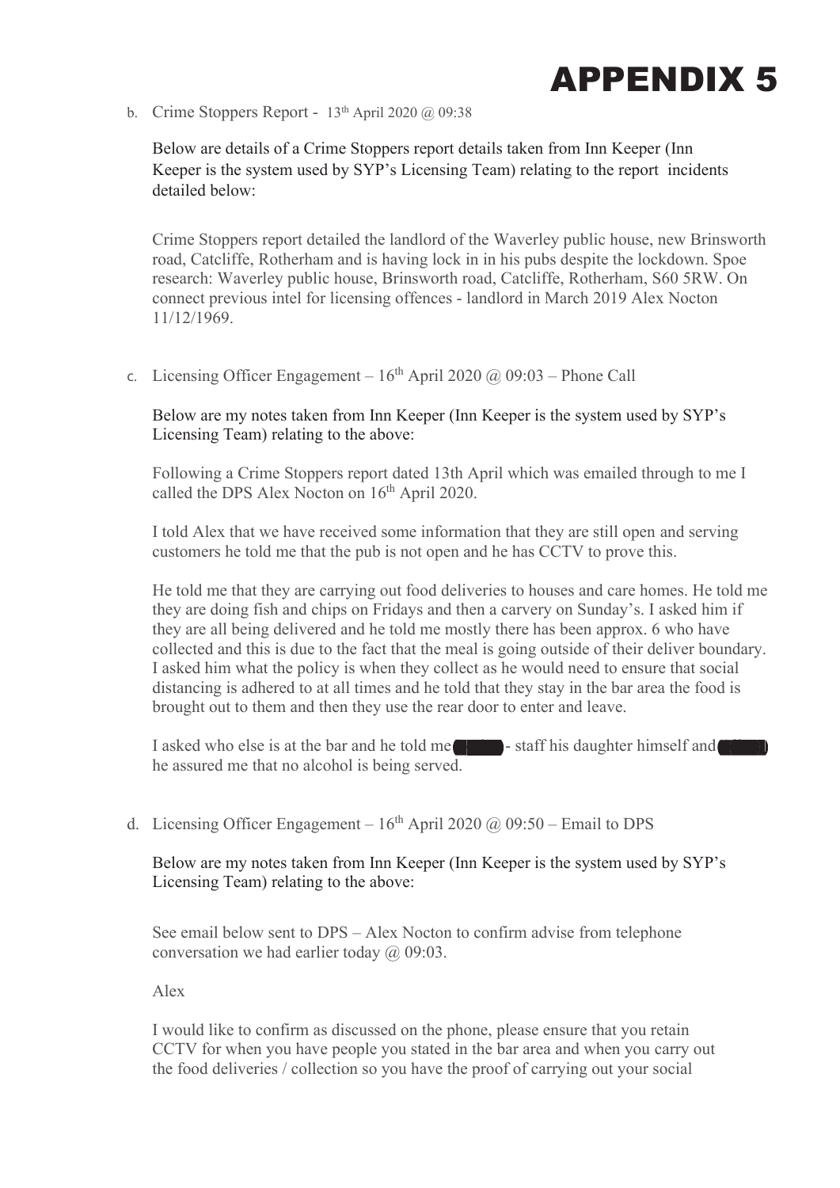# APPENDIX 5

b. Crime Stoppers Report - 13th April 2020 @ 09:38

Below are details of a Crime Stoppers report details taken from Inn Keeper (Inn Keeper is the system used by SYP's Licensing Team) relating to the report incidents detailed below:

Crime Stoppers report detailed the landlord of the Waverley public house, new Brinsworth road, Catcliffe, Rotherham and is having lock in in his pubs despite the lockdown. Spoe research: Waverley public house, Brinsworth road, Catcliffe, Rotherham, S60 5RW. On connect previous intel for licensing offences - landlord in March 2019 Alex Nocton 11/12/1969.

c. Licensing Officer Engagement – 16th April 2020 @ 09:03 – Phone Call

Below are my notes taken from Inn Keeper (Inn Keeper is the system used by SYP's Licensing Team) relating to the above:

Following a Crime Stoppers report dated 13th April which was emailed through to me I called the DPS Alex Nocton on 16th April 2020.

I told Alex that we have received some information that they are still open and serving customers he told me that the pub is not open and he has CCTV to prove this.

He told me that they are carrying out food deliveries to houses and care homes. He told me they are doing fish and chips on Fridays and then a carvery on Sunday's. I asked him if they are all being delivered and he told me mostly there has been approx. 6 who have collected and this is due to the fact that the meal is going outside of their deliver boundary. I asked him what the policy is when they collect as he would need to ensure that social distancing is adhered to at all times and he told that they stay in the bar area the food is brought out to them and then they use the rear door to enter and leave.

I asked who else is at the bar and he told me (█████) - staff his daughter himself and (█████) he assured me that no alcohol is being served.

d. Licensing Officer Engagement – 16th April 2020 @ 09:50 – Email to DPS

Below are my notes taken from Inn Keeper (Inn Keeper is the system used by SYP's Licensing Team) relating to the above:

See email below sent to DPS – Alex Nocton to confirm advise from telephone conversation we had earlier today @ 09:03.

Alex

I would like to confirm as discussed on the phone, please ensure that you retain CCTV for when you have people you stated in the bar area and when you carry out the food deliveries / collection so you have the proof of carrying out your social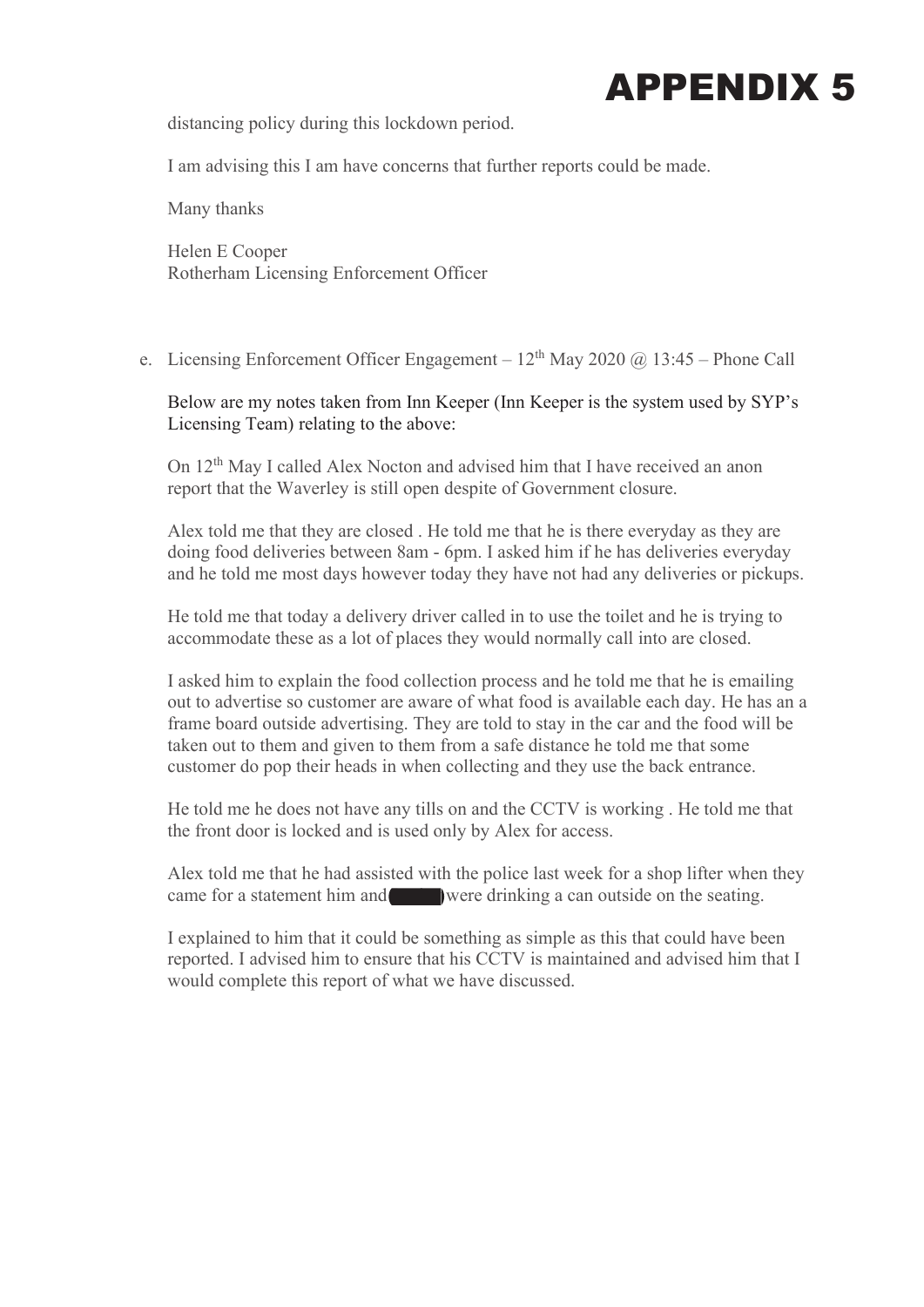# APPENDIX 5

distancing policy during this lockdown period.

I am advising this I am have concerns that further reports could be made.

Many thanks

Helen E Cooper
Rotherham Licensing Enforcement Officer

e. Licensing Enforcement Officer Engagement – 12th May 2020 @ 13:45 – Phone Call

Below are my notes taken from Inn Keeper (Inn Keeper is the system used by SYP's Licensing Team) relating to the above:

On 12th May I called Alex Nocton and advised him that I have received an anon report that the Waverley is still open despite of Government closure.

Alex told me that they are closed . He told me that he is there everyday as they are doing food deliveries between 8am - 6pm. I asked him if he has deliveries everyday and he told me most days however today they have not had any deliveries or pickups.

He told me that today a delivery driver called in to use the toilet and he is trying to accommodate these as a lot of places they would normally call into are closed.

I asked him to explain the food collection process and he told me that he is emailing out to advertise so customer are aware of what food is available each day. He has an a frame board outside advertising. They are told to stay in the car and the food will be taken out to them and given to them from a safe distance he told me that some customer do pop their heads in when collecting and they use the back entrance.

He told me he does not have any tills on and the CCTV is working . He told me that the front door is locked and is used only by Alex for access.

Alex told me that he had assisted with the police last week for a shop lifter when they came for a statement him and (█████) were drinking a can outside on the seating.

I explained to him that it could be something as simple as this that could have been reported. I advised him to ensure that his CCTV is maintained and advised him that I would complete this report of what we have discussed.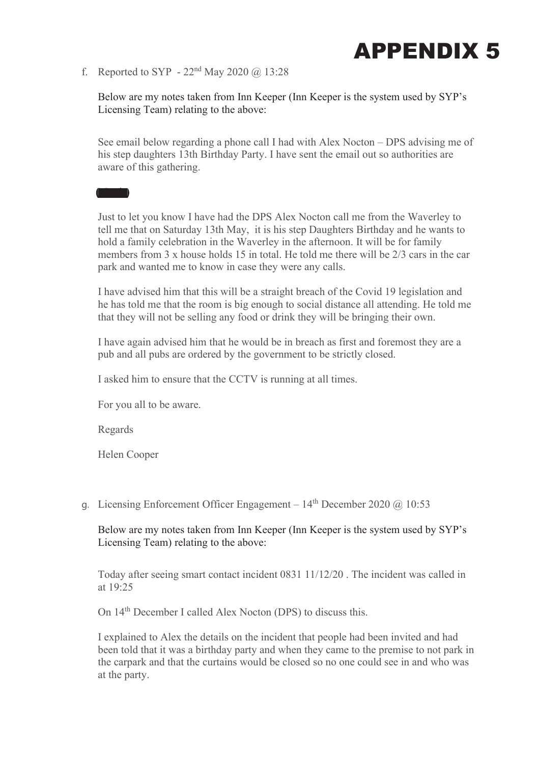# APPENDIX 5

f. Reported to SYP - 22nd May 2020 @ 13:28

Below are my notes taken from Inn Keeper (Inn Keeper is the system used by SYP's Licensing Team) relating to the above:

See email below regarding a phone call I had with Alex Nocton – DPS advising me of his step daughters 13th Birthday Party. I have sent the email out so authorities are aware of this gathering.

Just to let you know I have had the DPS Alex Nocton call me from the Waverley to tell me that on Saturday 13th May, it is his step Daughters Birthday and he wants to hold a family celebration in the Waverley in the afternoon. It will be for family members from 3 x house holds 15 in total. He told me there will be 2/3 cars in the car park and wanted me to know in case they were any calls.

I have advised him that this will be a straight breach of the Covid 19 legislation and he has told me that the room is big enough to social distance all attending. He told me that they will not be selling any food or drink they will be bringing their own.

I have again advised him that he would be in breach as first and foremost they are a pub and all pubs are ordered by the government to be strictly closed.

I asked him to ensure that the CCTV is running at all times.

For you all to be aware.

Regards

Helen Cooper

g. Licensing Enforcement Officer Engagement – 14th December 2020 @ 10:53

Below are my notes taken from Inn Keeper (Inn Keeper is the system used by SYP's Licensing Team) relating to the above:

Today after seeing smart contact incident 0831 11/12/20 . The incident was called in at 19:25

On 14th December I called Alex Nocton (DPS) to discuss this.

I explained to Alex the details on the incident that people had been invited and had been told that it was a birthday party and when they came to the premise to not park in the carpark and that the curtains would be closed so no one could see in and who was at the party.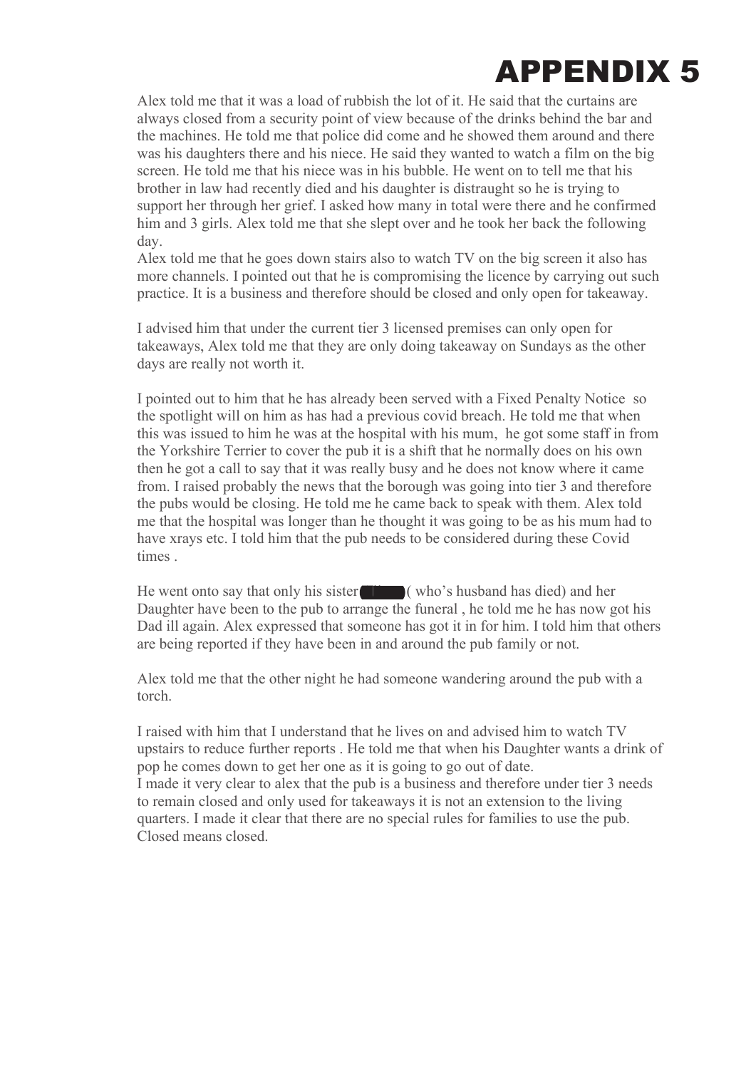# APPENDIX 5

Alex told me that it was a load of rubbish the lot of it. He said that the curtains are always closed from a security point of view because of the drinks behind the bar and the machines. He told me that police did come and he showed them around and there was his daughters there and his niece. He said they wanted to watch a film on the big screen. He told me that his niece was in his bubble. He went on to tell me that his brother in law had recently died and his daughter is distraught so he is trying to support her through her grief. I asked how many in total were there and he confirmed him and 3 girls. Alex told me that she slept over and he took her back the following day.
Alex told me that he goes down stairs also to watch TV on the big screen it also has more channels. I pointed out that he is compromising the licence by carrying out such practice. It is a business and therefore should be closed and only open for takeaway.

I advised him that under the current tier 3 licensed premises can only open for takeaways, Alex told me that they are only doing takeaway on Sundays as the other days are really not worth it.

I pointed out to him that he has already been served with a Fixed Penalty Notice so the spotlight will on him as has had a previous covid breach. He told me that when this was issued to him he was at the hospital with his mum, he got some staff in from the Yorkshire Terrier to cover the pub it is a shift that he normally does on his own then he got a call to say that it was really busy and he does not know where it came from. I raised probably the news that the borough was going into tier 3 and therefore the pubs would be closing. He told me he came back to speak with them. Alex told me that the hospital was longer than he thought it was going to be as his mum had to have xrays etc. I told him that the pub needs to be considered during these Covid times .

He went onto say that only his sister [REDACTED] ( who's husband has died) and her Daughter have been to the pub to arrange the funeral , he told me he has now got his Dad ill again. Alex expressed that someone has got it in for him. I told him that others are being reported if they have been in and around the pub family or not.

Alex told me that the other night he had someone wandering around the pub with a torch.

I raised with him that I understand that he lives on and advised him to watch TV upstairs to reduce further reports . He told me that when his Daughter wants a drink of pop he comes down to get her one as it is going to go out of date.
I made it very clear to alex that the pub is a business and therefore under tier 3 needs to remain closed and only used for takeaways it is not an extension to the living quarters. I made it clear that there are no special rules for families to use the pub. Closed means closed.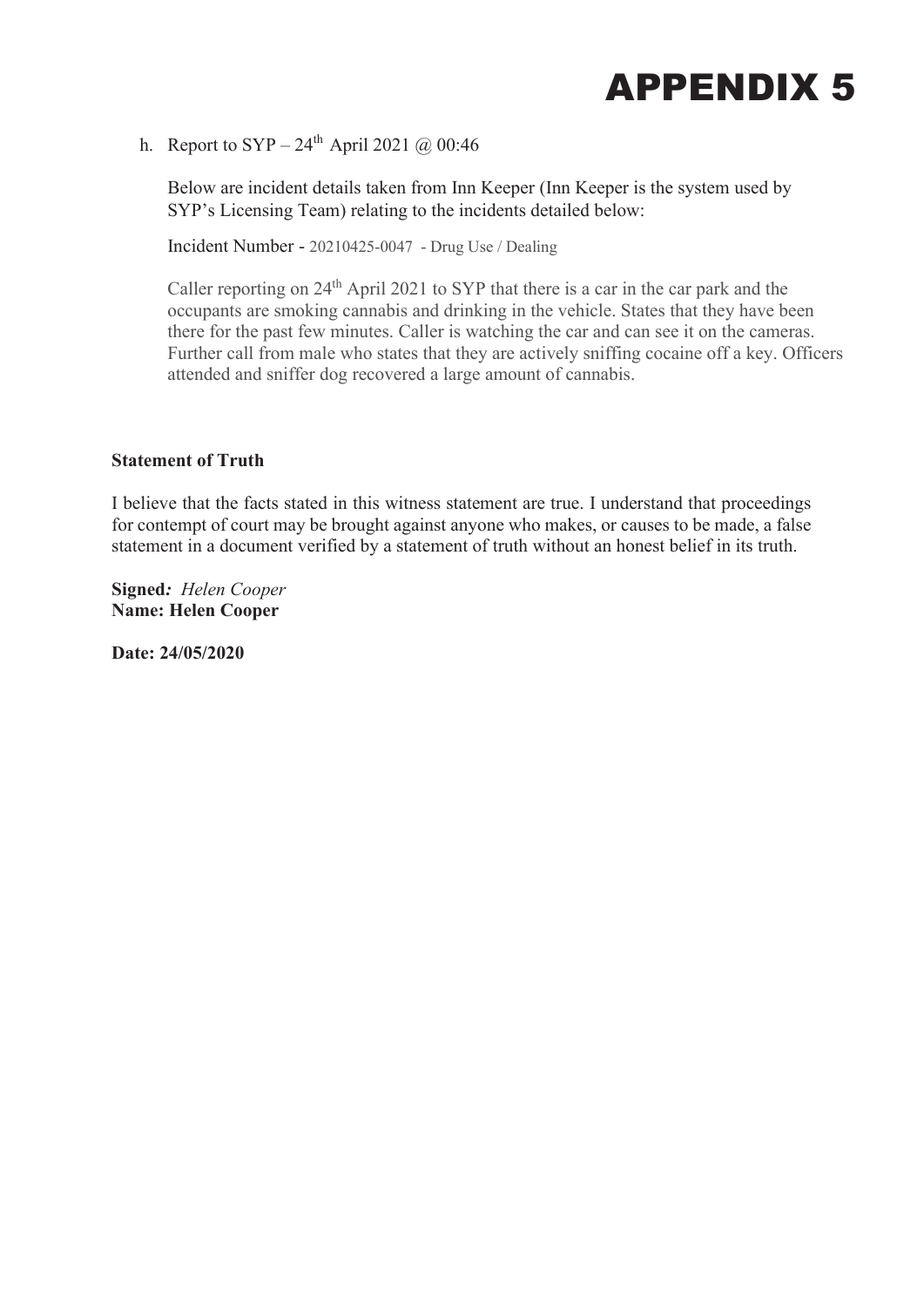# APPENDIX 5

h. Report to SYP – 24th April 2021 @ 00:46

Below are incident details taken from Inn Keeper (Inn Keeper is the system used by SYP's Licensing Team) relating to the incidents detailed below:

Incident Number - 20210425-0047 - Drug Use / Dealing

Caller reporting on 24th April 2021 to SYP that there is a car in the car park and the occupants are smoking cannabis and drinking in the vehicle. States that they have been there for the past few minutes. Caller is watching the car and can see it on the cameras. Further call from male who states that they are actively sniffing cocaine off a key. Officers attended and sniffer dog recovered a large amount of cannabis.

**Statement of Truth**

I believe that the facts stated in this witness statement are true. I understand that proceedings for contempt of court may be brought against anyone who makes, or causes to be made, a false statement in a document verified by a statement of truth without an honest belief in its truth.

**Signed:** *Helen Cooper*
**Name: Helen Cooper**

**Date: 24/05/2020**